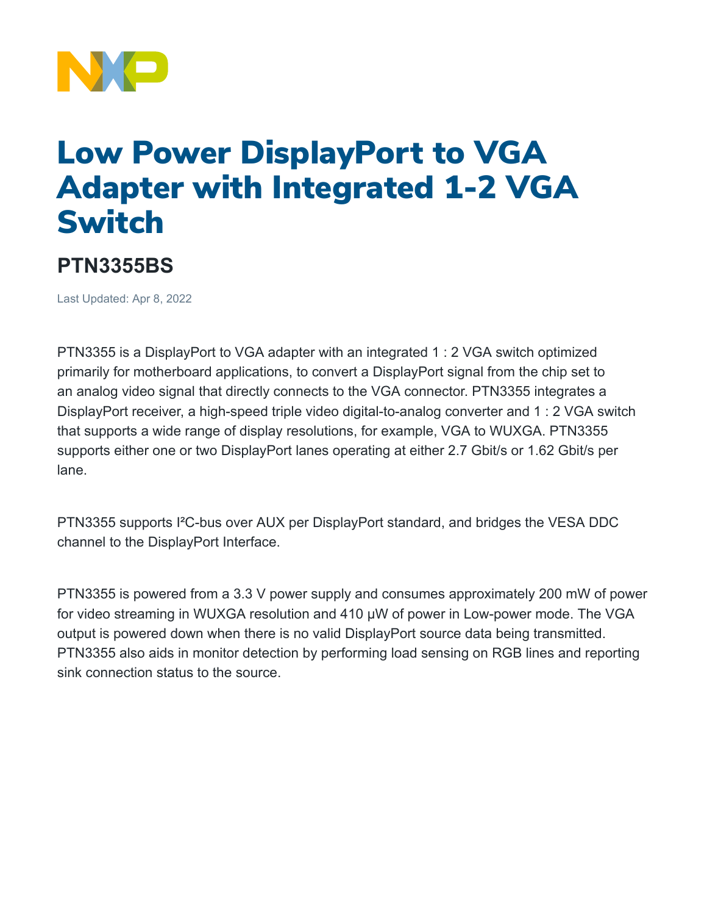# Low Power DisplayPort to VGA Adapter with Integrated 1-2 VGA Switch

## PTN3355BS

Last Updated: Apr 8, 2022

PTN3355 is a DisplayPort to VGA adapter with an integrated 1 : 2 VGA switch optimized primarily for motherboard applications, to convert a DisplayPort signal from the chip set to an analog video signal that directly connects to the VGA connector. PTN3355 integrates a DisplayPort receiver, a high-speed triple video digital-to-analog converter and 1 : 2 VGA switch that supports a wide range of display resolutions, for example, VGA to WUXGA. PTN3355 supports either one or two DisplayPort lanes operating at either 2.7 Gbit/s or 1.62 Gbit/s per lane.

PTN3355 supports I²C-bus over AUX per DisplayPort standard, and bridges the VESA DDC channel to the DisplayPort Interface.

PTN3355 is powered from a 3.3 V power supply and consumes approximately 200 mW of power for video streaming in WUXGA resolution and 410 μW of power in Low-power mode. The VGA output is powered down when there is no valid DisplayPort source data being transmitted. PTN3355 also aids in monitor detection by performing load sensing on RGB lines and reporting sink connection status to the source.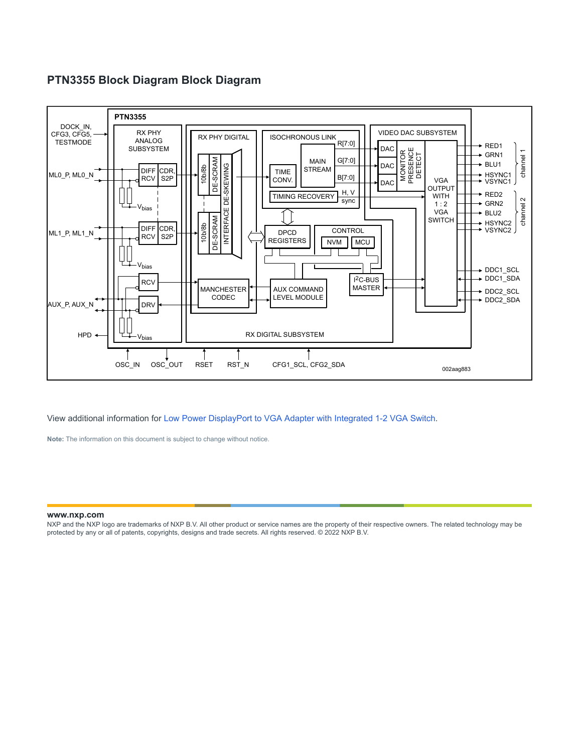## PTN3355 Block Diagram Block Diagram

PTN3355

DOCK_IN, CFG3, CFG5, TESTMODE

RX PHY ANALOG SUBSYSTEM

ML0_P, ML0_N

DIFF RCV

CDR, S2P

$V_{bias}$

ML1_P, ML1_N

DIFF RCV

CDR, S2P

$V_{bias}$

RCV

AUX_P, AUX_N

DRV

$V_{bias}$

HPD

RX PHY DIGITAL

10b/8b

DE-SCRAM

10b/8b

DE-SCRAM

INTERFACE DE-SKEWING

MANCHESTER CODEC

ISOCHRONOUS LINK

MAIN STREAM

TIME CONV.

R[7:0]

G[7:0]

B[7:0]

TIMING RECOVERY

H, V sync

DPCD REGISTERS

CONTROL

NVM

MCU

AUX COMMAND LEVEL MODULE

I²C-BUS MASTER

RX DIGITAL SUBSYSTEM

VIDEO DAC SUBSYSTEM

DAC

DAC

DAC

MONITOR PRESENCE DETECT

VGA OUTPUT WITH 1 : 2 VGA SWITCH

RED1

GRN1

BLU1

HSYNC1

VSYNC1

channel 1

RED2

GRN2

BLU2

HSYNC2

VSYNC2

channel 2

DDC1_SCL

DDC1_SDA

DDC2_SCL

DDC2_SDA

OSC_IN

OSC_OUT

RSET

RST_N

CFG1_SCL, CFG2_SDA

002aag883

View additional information for Low Power DisplayPort to VGA Adapter with Integrated 1-2 VGA Switch.

**Note:** The information on this document is subject to change without notice.

**www.nxp.com**

NXP and the NXP logo are trademarks of NXP B.V. All other product or service names are the property of their respective owners. The related technology may be protected by any or all of patents, copyrights, designs and trade secrets. All rights reserved. © 2022 NXP B.V.